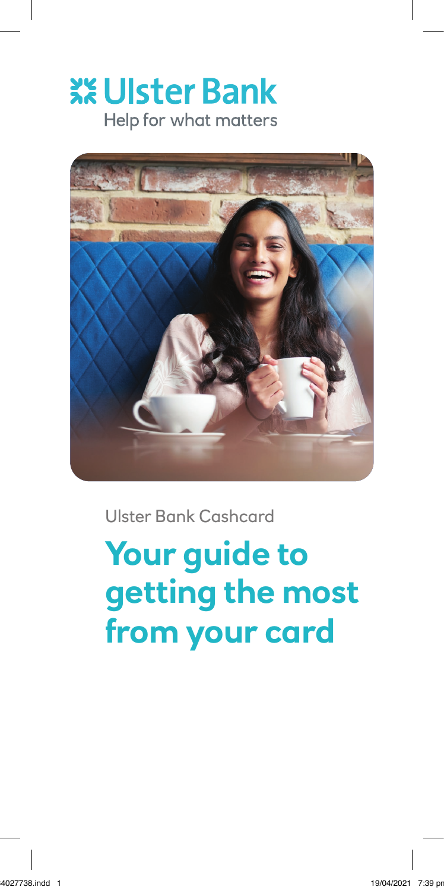Ulster Bank

Help for what matters

Ulster Bank Cashcard

# Your guide to getting the most from your card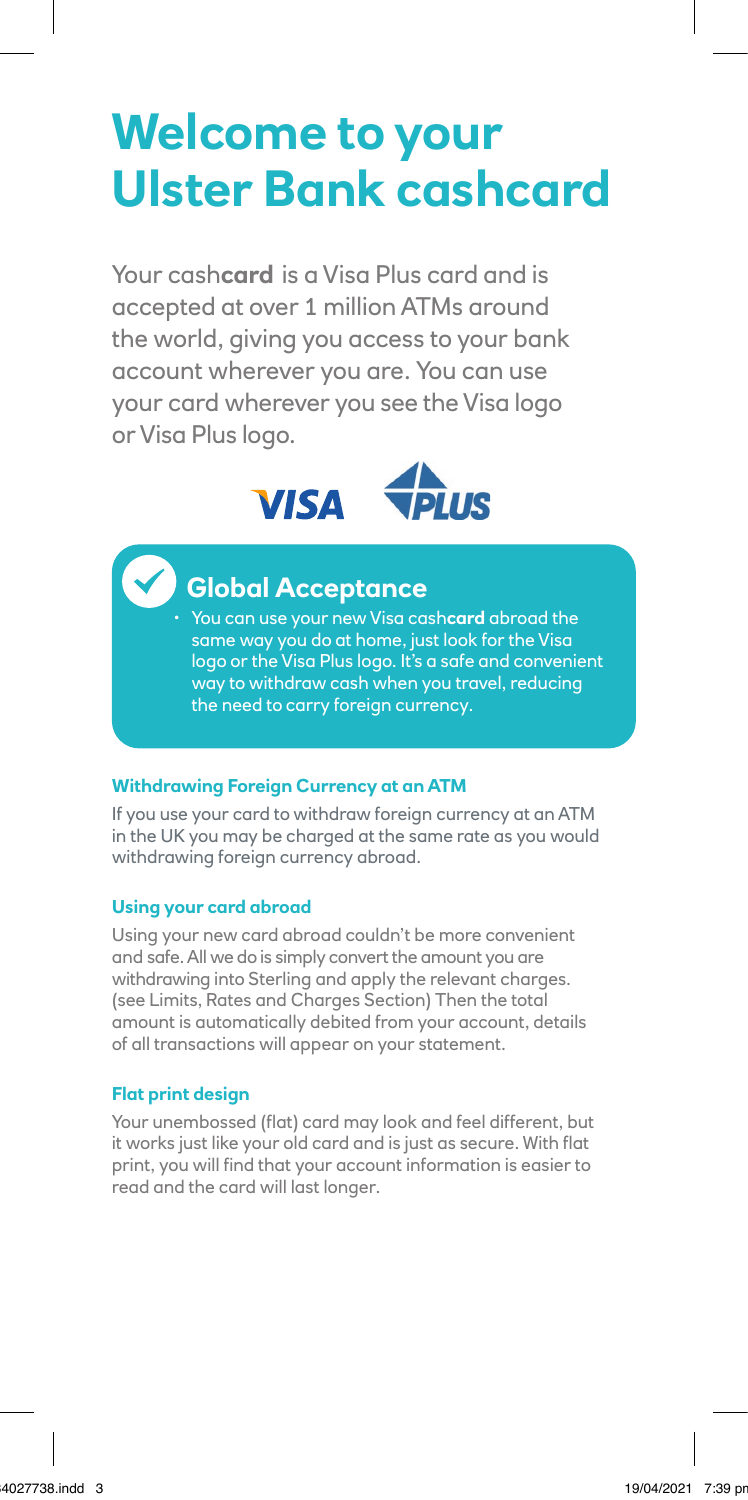# Welcome to your Ulster Bank cashcard

Your cash**card** is a Visa Plus card and is accepted at over 1 million ATMs around the world, giving you access to your bank account wherever you are. You can use your card wherever you see the Visa logo or Visa Plus logo.

VISA PLUS

## Global Acceptance

- You can use your new Visa cash**card** abroad the same way you do at home, just look for the Visa logo or the Visa Plus logo. It's a safe and convenient way to withdraw cash when you travel, reducing the need to carry foreign currency.

### Withdrawing Foreign Currency at an ATM

If you use your card to withdraw foreign currency at an ATM in the UK you may be charged at the same rate as you would withdrawing foreign currency abroad.

### Using your card abroad

Using your new card abroad couldn't be more convenient and safe. All we do is simply convert the amount you are withdrawing into Sterling and apply the relevant charges. (see Limits, Rates and Charges Section) Then the total amount is automatically debited from your account, details of all transactions will appear on your statement.

### Flat print design

Your unembossed (flat) card may look and feel different, but it works just like your old card and is just as secure. With flat print, you will find that your account information is easier to read and the card will last longer.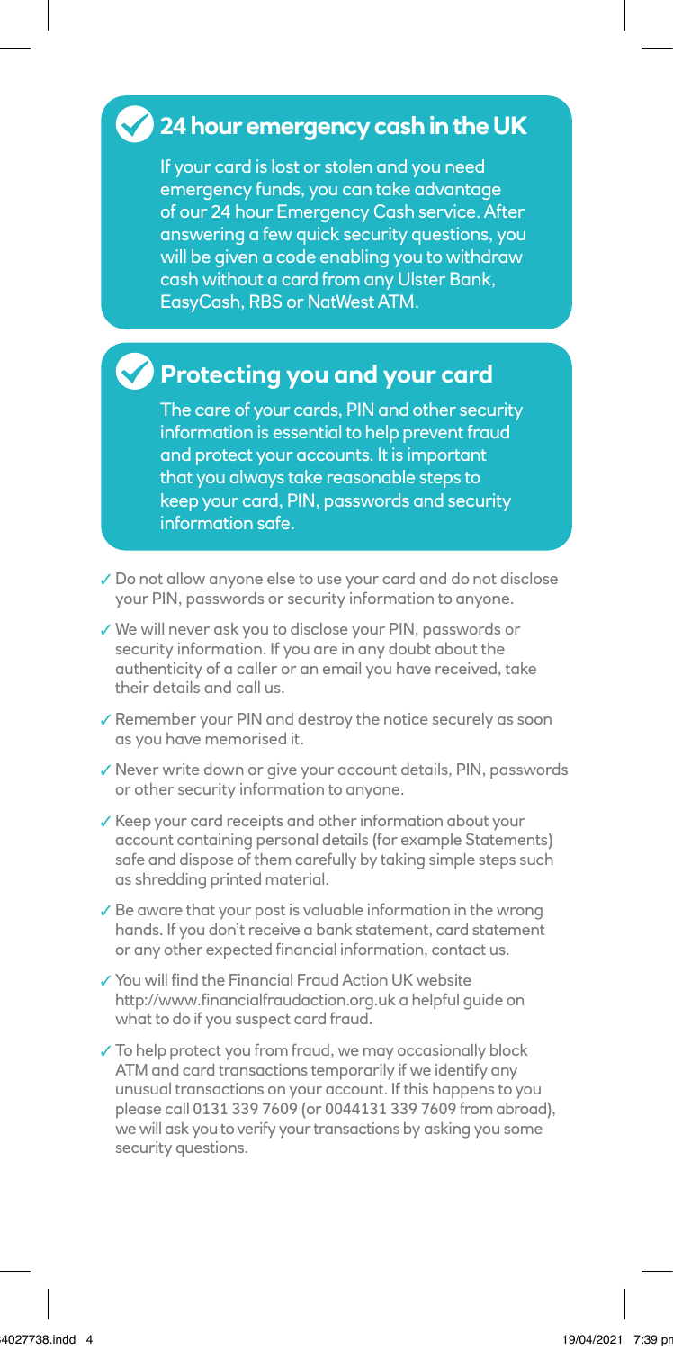## 24 hour emergency cash in the UK

If your card is lost or stolen and you need emergency funds, you can take advantage of our 24 hour Emergency Cash service. After answering a few quick security questions, you will be given a code enabling you to withdraw cash without a card from any Ulster Bank, EasyCash, RBS or NatWest ATM.

## Protecting you and your card

The care of your cards, PIN and other security information is essential to help prevent fraud and protect your accounts. It is important that you always take reasonable steps to keep your card, PIN, passwords and security information safe.

- ✓ Do not allow anyone else to use your card and do not disclose your PIN, passwords or security information to anyone.
- ✓ We will never ask you to disclose your PIN, passwords or security information. If you are in any doubt about the authenticity of a caller or an email you have received, take their details and call us.
- ✓ Remember your PIN and destroy the notice securely as soon as you have memorised it.
- ✓ Never write down or give your account details, PIN, passwords or other security information to anyone.
- ✓ Keep your card receipts and other information about your account containing personal details (for example Statements) safe and dispose of them carefully by taking simple steps such as shredding printed material.
- ✓ Be aware that your post is valuable information in the wrong hands. If you don't receive a bank statement, card statement or any other expected financial information, contact us.
- ✓ You will find the Financial Fraud Action UK website http://www.financialfraudaction.org.uk a helpful guide on what to do if you suspect card fraud.
- ✓ To help protect you from fraud, we may occasionally block ATM and card transactions temporarily if we identify any unusual transactions on your account. If this happens to you please call 0131 339 7609 (or 0044131 339 7609 from abroad), we will ask you to verify your transactions by asking you some security questions.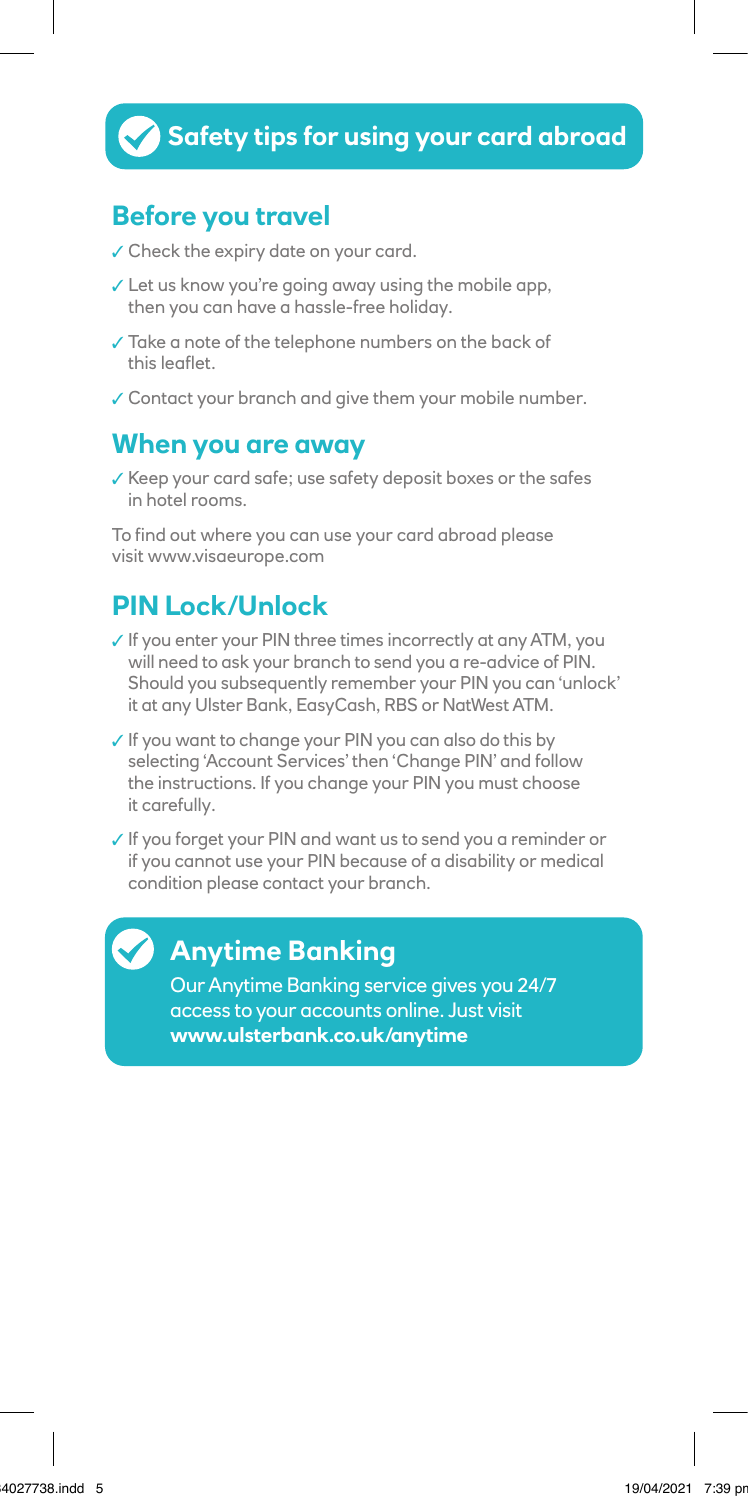## Safety tips for using your card abroad

### Before you travel

- ✓ Check the expiry date on your card.
- ✓ Let us know you're going away using the mobile app, then you can have a hassle-free holiday.
- ✓ Take a note of the telephone numbers on the back of this leaflet.
- ✓ Contact your branch and give them your mobile number.

### When you are away

- ✓ Keep your card safe; use safety deposit boxes or the safes in hotel rooms.

To find out where you can use your card abroad please visit www.visaeurope.com

### PIN Lock/Unlock

- ✓ If you enter your PIN three times incorrectly at any ATM, you will need to ask your branch to send you a re-advice of PIN. Should you subsequently remember your PIN you can 'unlock' it at any Ulster Bank, EasyCash, RBS or NatWest ATM.
- ✓ If you want to change your PIN you can also do this by selecting 'Account Services' then 'Change PIN' and follow the instructions. If you change your PIN you must choose it carefully.
- ✓ If you forget your PIN and want us to send you a reminder or if you cannot use your PIN because of a disability or medical condition please contact your branch.

## Anytime Banking

Our Anytime Banking service gives you 24/7 access to your accounts online. Just visit **www.ulsterbank.co.uk/anytime**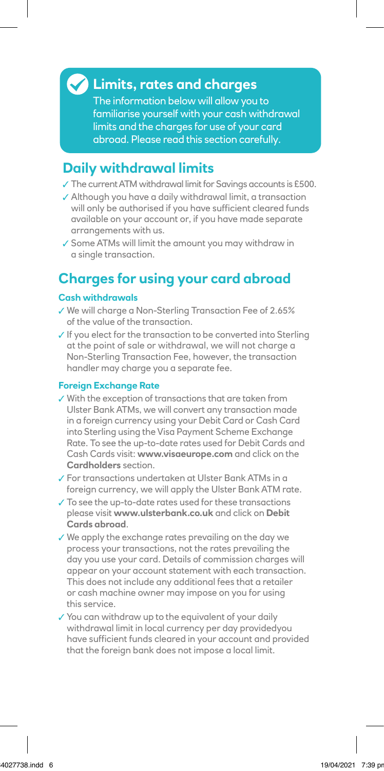## Limits, rates and charges

The information below will allow you to familiarise yourself with your cash withdrawal limits and the charges for use of your card abroad. Please read this section carefully.

## Daily withdrawal limits

- The current ATM withdrawal limit for Savings accounts is £500.
- Although you have a daily withdrawal limit, a transaction will only be authorised if you have sufficient cleared funds available on your account or, if you have made separate arrangements with us.
- Some ATMs will limit the amount you may withdraw in a single transaction.

## Charges for using your card abroad

### Cash withdrawals

- We will charge a Non-Sterling Transaction Fee of 2.65% of the value of the transaction.
- If you elect for the transaction to be converted into Sterling at the point of sale or withdrawal, we will not charge a Non-Sterling Transaction Fee, however, the transaction handler may charge you a separate fee.

### Foreign Exchange Rate

- With the exception of transactions that are taken from Ulster Bank ATMs, we will convert any transaction made in a foreign currency using your Debit Card or Cash Card into Sterling using the Visa Payment Scheme Exchange Rate. To see the up-to-date rates used for Debit Cards and Cash Cards visit: **www.visaeurope.com** and click on the **Cardholders** section.
- For transactions undertaken at Ulster Bank ATMs in a foreign currency, we will apply the Ulster Bank ATM rate.
- To see the up-to-date rates used for these transactions please visit **www.ulsterbank.co.uk** and click on **Debit Cards abroad**.
- We apply the exchange rates prevailing on the day we process your transactions, not the rates prevailing the day you use your card. Details of commission charges will appear on your account statement with each transaction. This does not include any additional fees that a retailer or cash machine owner may impose on you for using this service.
- You can withdraw up to the equivalent of your daily withdrawal limit in local currency per day providedyou have sufficient funds cleared in your account and provided that the foreign bank does not impose a local limit.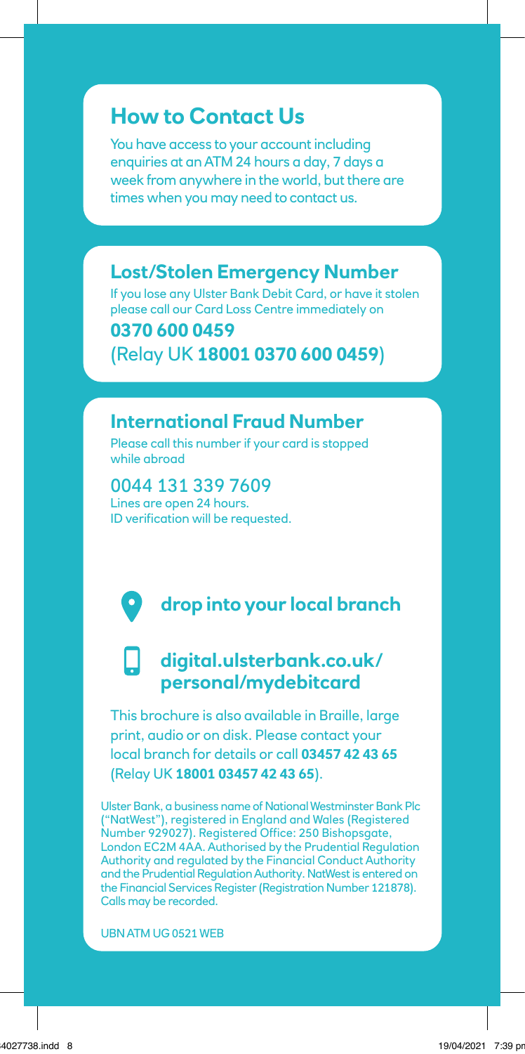## How to Contact Us

You have access to your account including enquiries at an ATM 24 hours a day, 7 days a week from anywhere in the world, but there are times when you may need to contact us.

### Lost/Stolen Emergency Number

If you lose any Ulster Bank Debit Card, or have it stolen please call our Card Loss Centre immediately on

**0370 600 0459**
(Relay UK **18001 0370 600 0459**)

### International Fraud Number

Please call this number if your card is stopped while abroad

0044 131 339 7609
Lines are open 24 hours.
ID verification will be requested.

**drop into your local branch**

**digital.ulsterbank.co.uk/personal/mydebitcard**

This brochure is also available in Braille, large print, audio or on disk. Please contact your local branch for details or call **03457 42 43 65** (Relay UK **18001 03457 42 43 65**).

Ulster Bank, a business name of National Westminster Bank Plc ("NatWest"), registered in England and Wales (Registered Number 929027). Registered Office: 250 Bishopsgate, London EC2M 4AA. Authorised by the Prudential Regulation Authority and regulated by the Financial Conduct Authority and the Prudential Regulation Authority. NatWest is entered on the Financial Services Register (Registration Number 121878). Calls may be recorded.

UBN ATM UG 0521 WEB